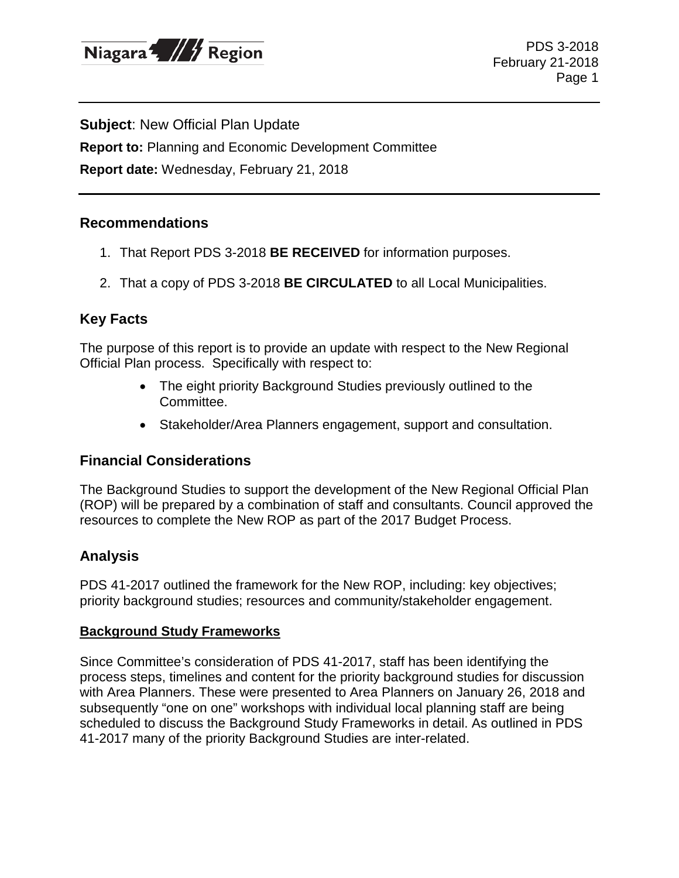**Subject**: New Official Plan Update

**Report to:** Planning and Economic Development Committee

**Report date:** Wednesday, February 21, 2018

## Recommendations

1. That Report PDS 3-2018 **BE RECEIVED** for information purposes.
2. That a copy of PDS 3-2018 **BE CIRCULATED** to all Local Municipalities.

## Key Facts

The purpose of this report is to provide an update with respect to the New Regional Official Plan process. Specifically with respect to:

- The eight priority Background Studies previously outlined to the Committee.
- Stakeholder/Area Planners engagement, support and consultation.

## Financial Considerations

The Background Studies to support the development of the New Regional Official Plan (ROP) will be prepared by a combination of staff and consultants. Council approved the resources to complete the New ROP as part of the 2017 Budget Process.

## Analysis

PDS 41-2017 outlined the framework for the New ROP, including: key objectives; priority background studies; resources and community/stakeholder engagement.

### Background Study Frameworks

Since Committee's consideration of PDS 41-2017, staff has been identifying the process steps, timelines and content for the priority background studies for discussion with Area Planners. These were presented to Area Planners on January 26, 2018 and subsequently "one on one" workshops with individual local planning staff are being scheduled to discuss the Background Study Frameworks in detail. As outlined in PDS 41-2017 many of the priority Background Studies are inter-related.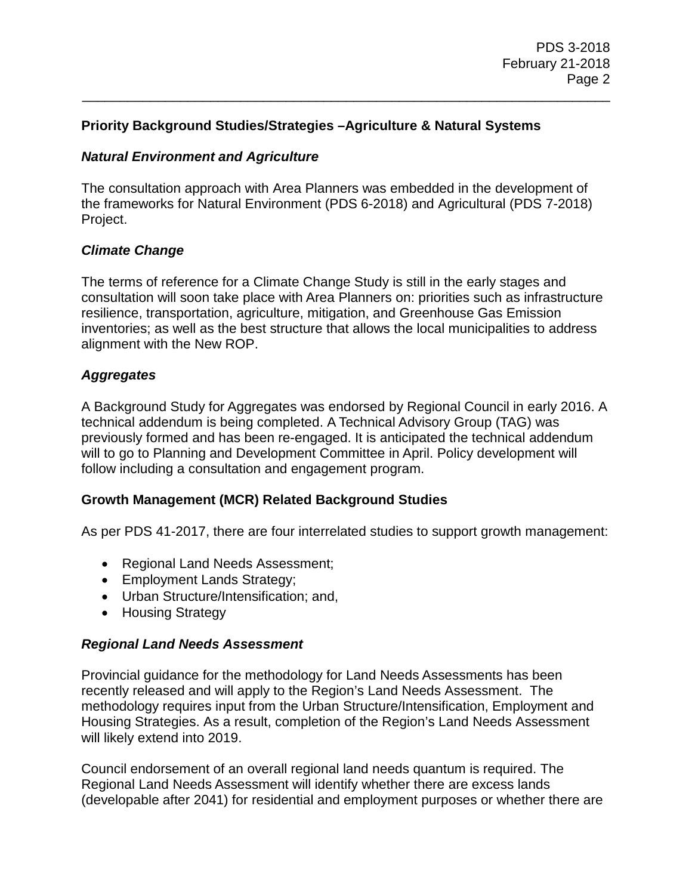**Priority Background Studies/Strategies –Agriculture & Natural Systems**

***Natural Environment and Agriculture***

The consultation approach with Area Planners was embedded in the development of the frameworks for Natural Environment (PDS 6-2018) and Agricultural (PDS 7-2018) Project.

***Climate Change***

The terms of reference for a Climate Change Study is still in the early stages and consultation will soon take place with Area Planners on: priorities such as infrastructure resilience, transportation, agriculture, mitigation, and Greenhouse Gas Emission inventories; as well as the best structure that allows the local municipalities to address alignment with the New ROP.

***Aggregates***

A Background Study for Aggregates was endorsed by Regional Council in early 2016. A technical addendum is being completed. A Technical Advisory Group (TAG) was previously formed and has been re-engaged. It is anticipated the technical addendum will to go to Planning and Development Committee in April. Policy development will follow including a consultation and engagement program.

**Growth Management (MCR) Related Background Studies**

As per PDS 41-2017, there are four interrelated studies to support growth management:

- Regional Land Needs Assessment;
- Employment Lands Strategy;
- Urban Structure/Intensification; and,
- Housing Strategy

***Regional Land Needs Assessment***

Provincial guidance for the methodology for Land Needs Assessments has been recently released and will apply to the Region's Land Needs Assessment. The methodology requires input from the Urban Structure/Intensification, Employment and Housing Strategies. As a result, completion of the Region's Land Needs Assessment will likely extend into 2019.

Council endorsement of an overall regional land needs quantum is required. The Regional Land Needs Assessment will identify whether there are excess lands (developable after 2041) for residential and employment purposes or whether there are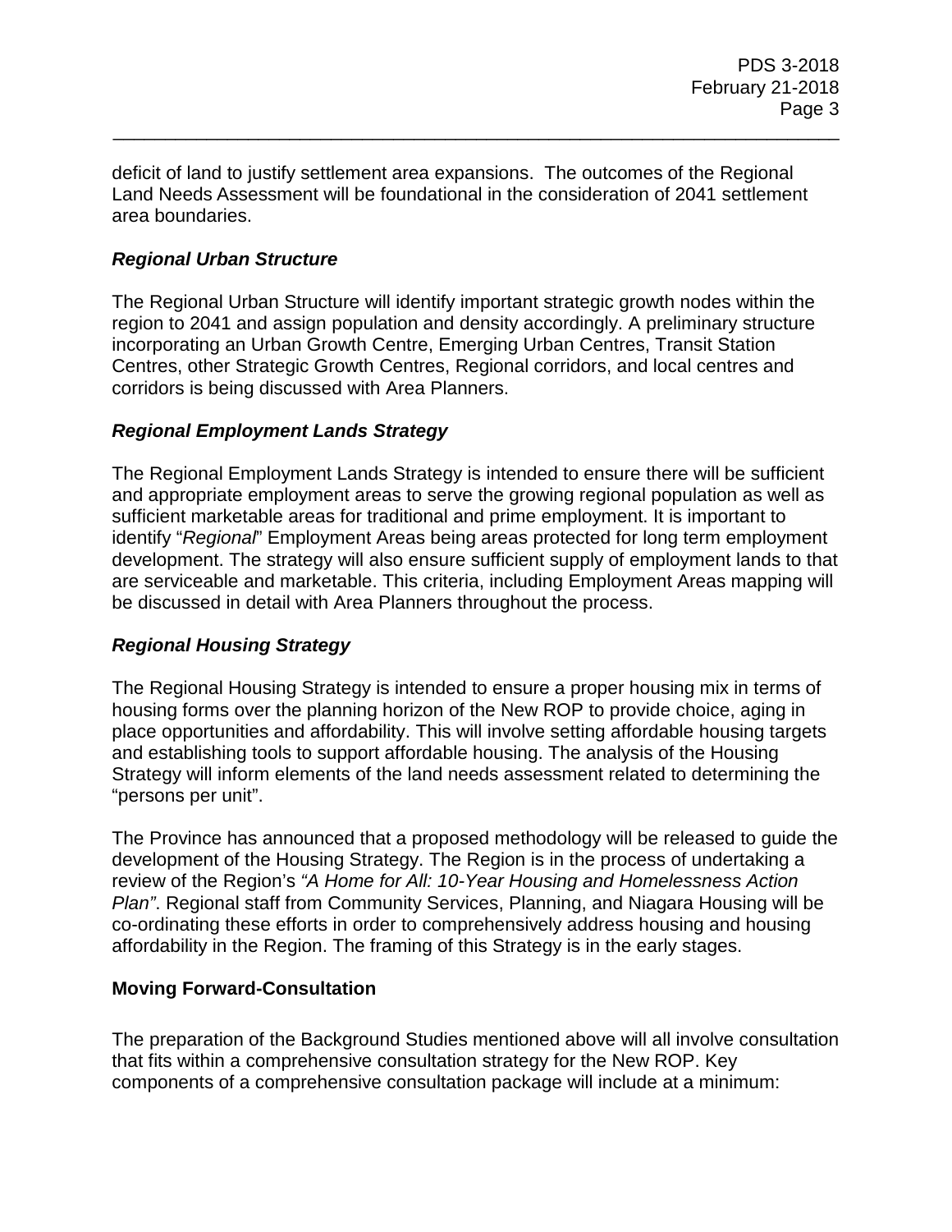deficit of land to justify settlement area expansions. The outcomes of the Regional Land Needs Assessment will be foundational in the consideration of 2041 settlement area boundaries.

### *Regional Urban Structure*

The Regional Urban Structure will identify important strategic growth nodes within the region to 2041 and assign population and density accordingly. A preliminary structure incorporating an Urban Growth Centre, Emerging Urban Centres, Transit Station Centres, other Strategic Growth Centres, Regional corridors, and local centres and corridors is being discussed with Area Planners.

### *Regional Employment Lands Strategy*

The Regional Employment Lands Strategy is intended to ensure there will be sufficient and appropriate employment areas to serve the growing regional population as well as sufficient marketable areas for traditional and prime employment. It is important to identify "*Regional*" Employment Areas being areas protected for long term employment development. The strategy will also ensure sufficient supply of employment lands to that are serviceable and marketable. This criteria, including Employment Areas mapping will be discussed in detail with Area Planners throughout the process.

### *Regional Housing Strategy*

The Regional Housing Strategy is intended to ensure a proper housing mix in terms of housing forms over the planning horizon of the New ROP to provide choice, aging in place opportunities and affordability. This will involve setting affordable housing targets and establishing tools to support affordable housing. The analysis of the Housing Strategy will inform elements of the land needs assessment related to determining the "persons per unit".

The Province has announced that a proposed methodology will be released to guide the development of the Housing Strategy. The Region is in the process of undertaking a review of the Region's *"A Home for All: 10-Year Housing and Homelessness Action Plan"*. Regional staff from Community Services, Planning, and Niagara Housing will be co-ordinating these efforts in order to comprehensively address housing and housing affordability in the Region. The framing of this Strategy is in the early stages.

### **Moving Forward-Consultation**

The preparation of the Background Studies mentioned above will all involve consultation that fits within a comprehensive consultation strategy for the New ROP. Key components of a comprehensive consultation package will include at a minimum: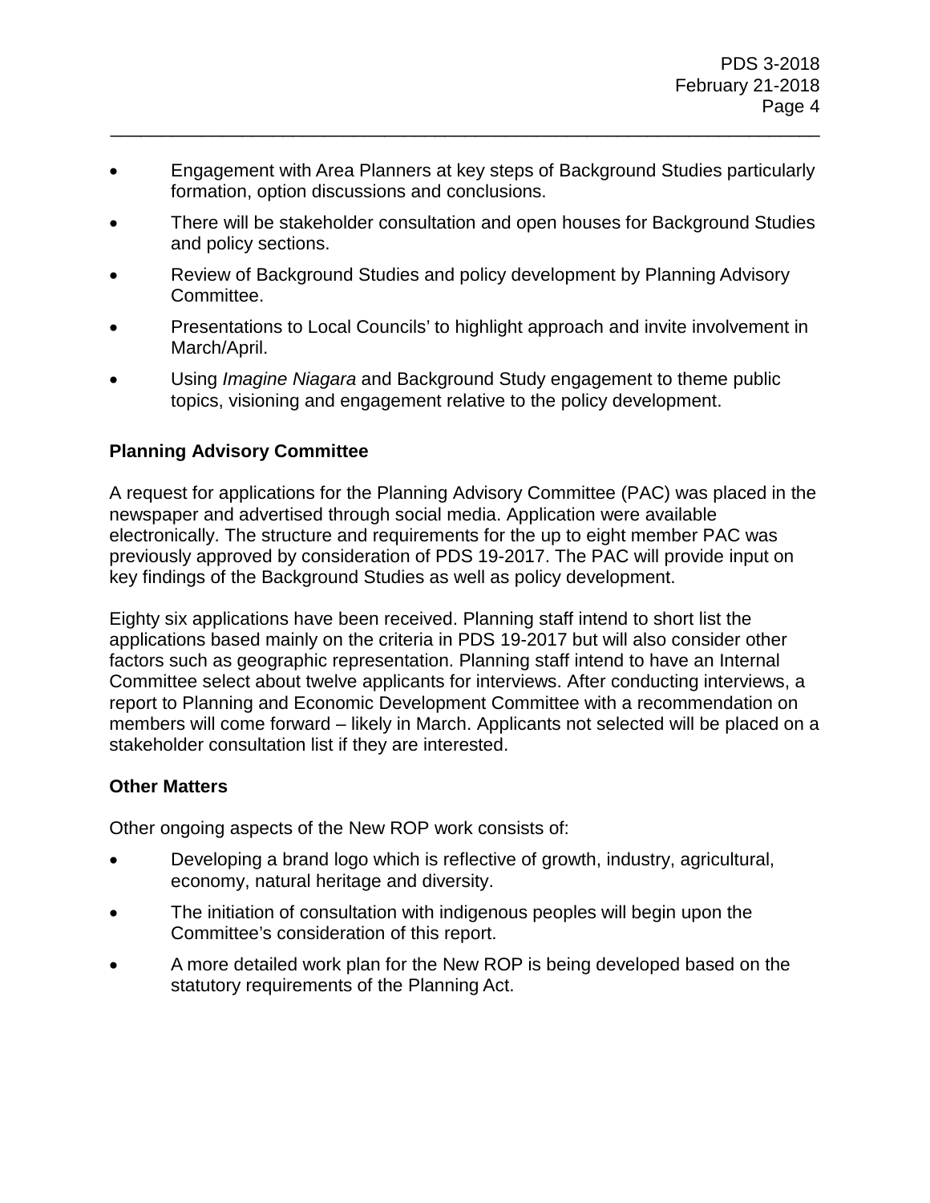- Engagement with Area Planners at key steps of Background Studies particularly formation, option discussions and conclusions.
- There will be stakeholder consultation and open houses for Background Studies and policy sections.
- Review of Background Studies and policy development by Planning Advisory Committee.
- Presentations to Local Councils' to highlight approach and invite involvement in March/April.
- Using *Imagine Niagara* and Background Study engagement to theme public topics, visioning and engagement relative to the policy development.

**Planning Advisory Committee**

A request for applications for the Planning Advisory Committee (PAC) was placed in the newspaper and advertised through social media. Application were available electronically. The structure and requirements for the up to eight member PAC was previously approved by consideration of PDS 19-2017. The PAC will provide input on key findings of the Background Studies as well as policy development.

Eighty six applications have been received. Planning staff intend to short list the applications based mainly on the criteria in PDS 19-2017 but will also consider other factors such as geographic representation. Planning staff intend to have an Internal Committee select about twelve applicants for interviews. After conducting interviews, a report to Planning and Economic Development Committee with a recommendation on members will come forward – likely in March. Applicants not selected will be placed on a stakeholder consultation list if they are interested.

**Other Matters**

Other ongoing aspects of the New ROP work consists of:

- Developing a brand logo which is reflective of growth, industry, agricultural, economy, natural heritage and diversity.
- The initiation of consultation with indigenous peoples will begin upon the Committee's consideration of this report.
- A more detailed work plan for the New ROP is being developed based on the statutory requirements of the Planning Act.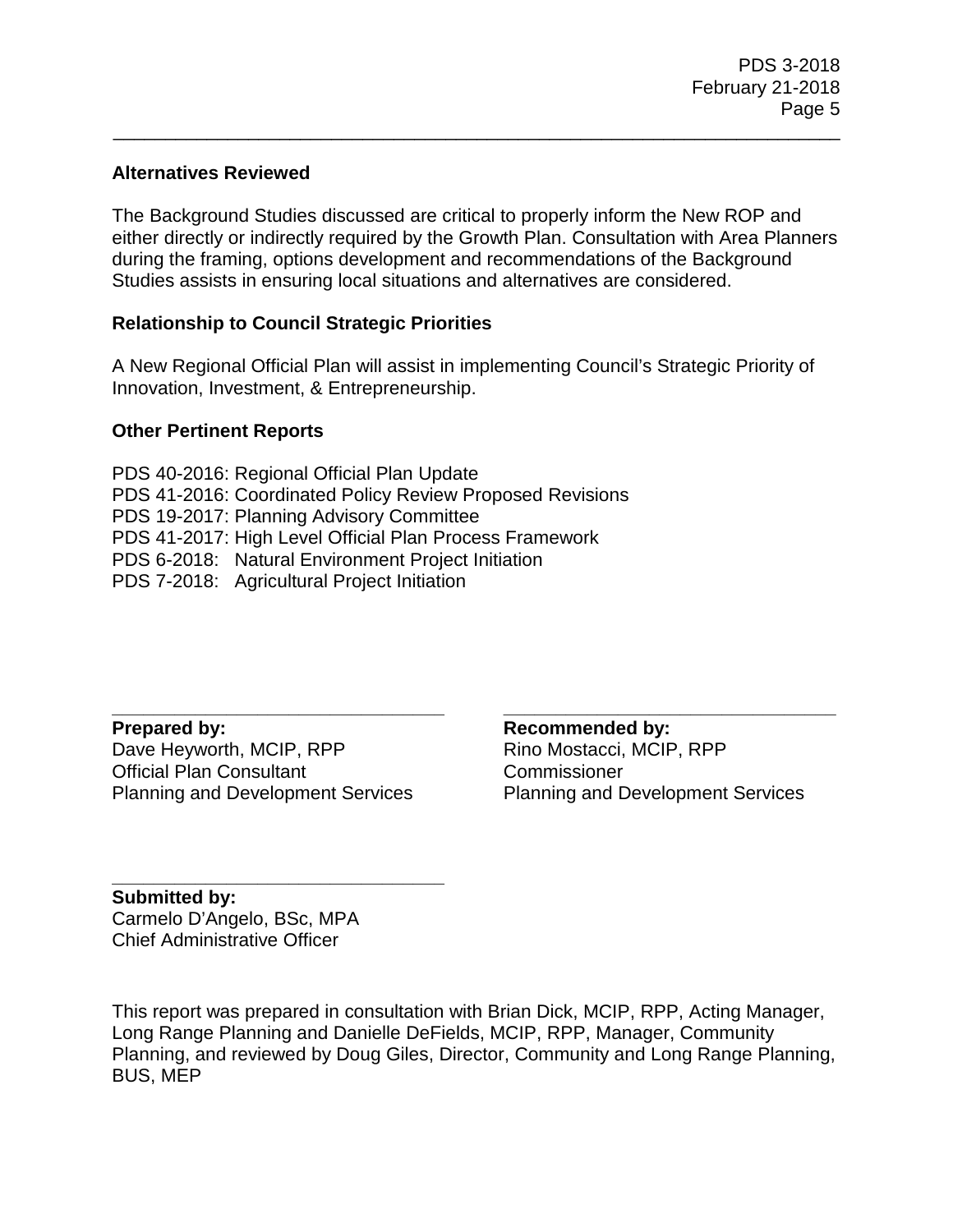## Alternatives Reviewed

The Background Studies discussed are critical to properly inform the New ROP and either directly or indirectly required by the Growth Plan. Consultation with Area Planners during the framing, options development and recommendations of the Background Studies assists in ensuring local situations and alternatives are considered.

## Relationship to Council Strategic Priorities

A New Regional Official Plan will assist in implementing Council's Strategic Priority of Innovation, Investment, & Entrepreneurship.

## Other Pertinent Reports

PDS 40-2016: Regional Official Plan Update
PDS 41-2016: Coordinated Policy Review Proposed Revisions
PDS 19-2017: Planning Advisory Committee
PDS 41-2017: High Level Official Plan Process Framework
PDS 6-2018: Natural Environment Project Initiation
PDS 7-2018: Agricultural Project Initiation

________________________________
**Prepared by:**
Dave Heyworth, MCIP, RPP
Official Plan Consultant
Planning and Development Services

________________________________
**Recommended by:**
Rino Mostacci, MCIP, RPP
Commissioner
Planning and Development Services

________________________________
**Submitted by:**
Carmelo D'Angelo, BSc, MPA
Chief Administrative Officer

This report was prepared in consultation with Brian Dick, MCIP, RPP, Acting Manager, Long Range Planning and Danielle DeFields, MCIP, RPP, Manager, Community Planning, and reviewed by Doug Giles, Director, Community and Long Range Planning, BUS, MEP